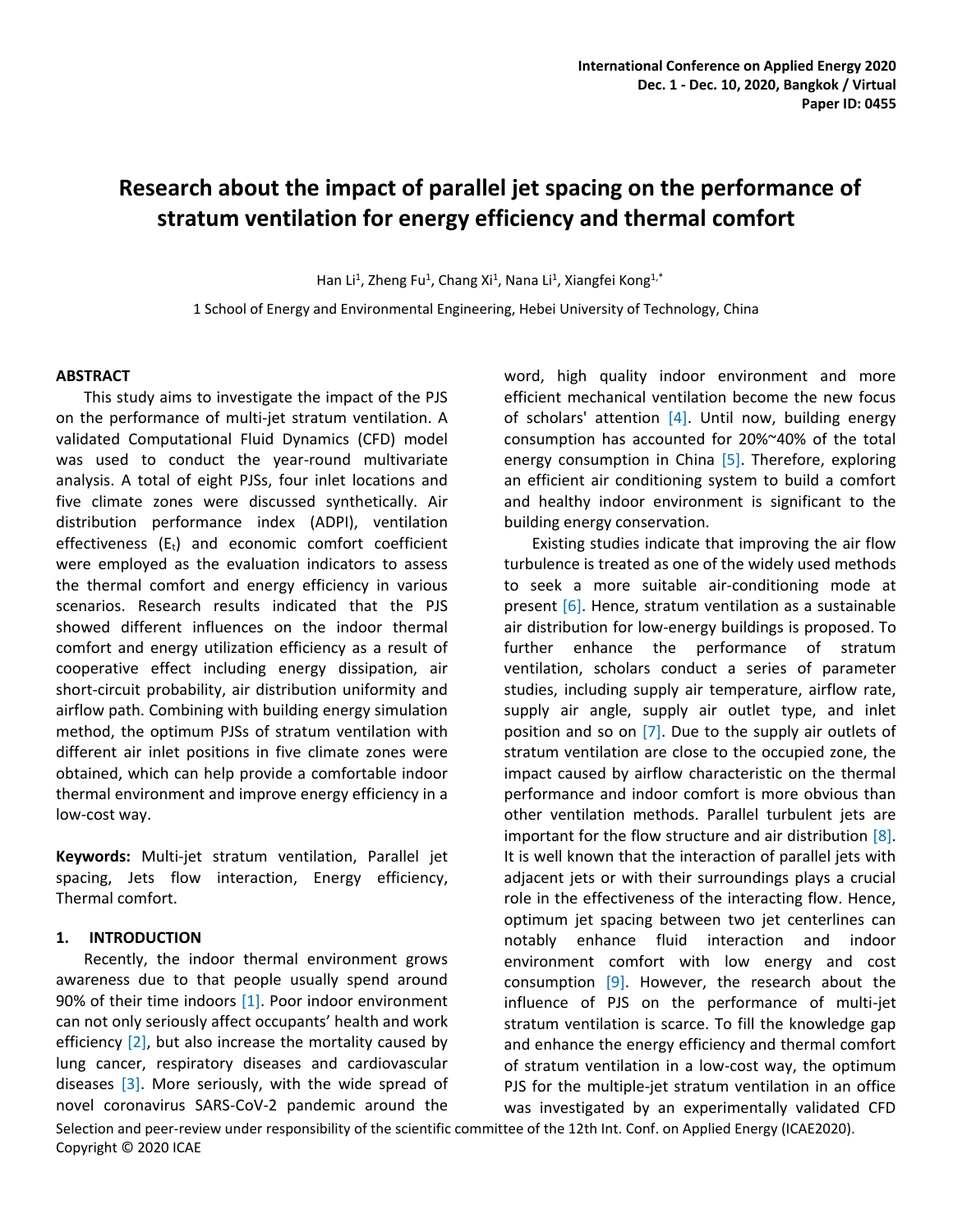# Research about the impact of parallel jet spacing on the performance of stratum ventilation for energy efficiency and thermal comfort

Han Li[1], Zheng Fu[1], Chang Xi[1], Nana Li[1], Xiangfei Kong[1,*]

1 School of Energy and Environmental Engineering, Hebei University of Technology, China

## ABSTRACT

This study aims to investigate the impact of the PJS on the performance of multi-jet stratum ventilation. A validated Computational Fluid Dynamics (CFD) model was used to conduct the year-round multivariate analysis. A total of eight PJSs, four inlet locations and five climate zones were discussed synthetically. Air distribution performance index (ADPI), ventilation effectiveness ($E_t$) and economic comfort coefficient were employed as the evaluation indicators to assess the thermal comfort and energy efficiency in various scenarios. Research results indicated that the PJS showed different influences on the indoor thermal comfort and energy utilization efficiency as a result of cooperative effect including energy dissipation, air short-circuit probability, air distribution uniformity and airflow path. Combining with building energy simulation method, the optimum PJSs of stratum ventilation with different air inlet positions in five climate zones were obtained, which can help provide a comfortable indoor thermal environment and improve energy efficiency in a low-cost way.

**Keywords:** Multi-jet stratum ventilation, Parallel jet spacing, Jets flow interaction, Energy efficiency, Thermal comfort.

## 1. INTRODUCTION

Recently, the indoor thermal environment grows awareness due to that people usually spend around 90% of their time indoors [1]. Poor indoor environment can not only seriously affect occupants' health and work efficiency [2], but also increase the mortality caused by lung cancer, respiratory diseases and cardiovascular diseases [3]. More seriously, with the wide spread of novel coronavirus SARS-CoV-2 pandemic around the word, high quality indoor environment and more efficient mechanical ventilation become the new focus of scholars' attention [4]. Until now, building energy consumption has accounted for 20%~40% of the total energy consumption in China [5]. Therefore, exploring an efficient air conditioning system to build a comfort and healthy indoor environment is significant to the building energy conservation.

Existing studies indicate that improving the air flow turbulence is treated as one of the widely used methods to seek a more suitable air-conditioning mode at present [6]. Hence, stratum ventilation as a sustainable air distribution for low-energy buildings is proposed. To further enhance the performance of stratum ventilation, scholars conduct a series of parameter studies, including supply air temperature, airflow rate, supply air angle, supply air outlet type, and inlet position and so on [7]. Due to the supply air outlets of stratum ventilation are close to the occupied zone, the impact caused by airflow characteristic on the thermal performance and indoor comfort is more obvious than other ventilation methods. Parallel turbulent jets are important for the flow structure and air distribution [8]. It is well known that the interaction of parallel jets with adjacent jets or with their surroundings plays a crucial role in the effectiveness of the interacting flow. Hence, optimum jet spacing between two jet centerlines can notably enhance fluid interaction and indoor environment comfort with low energy and cost consumption [9]. However, the research about the influence of PJS on the performance of multi-jet stratum ventilation is scarce. To fill the knowledge gap and enhance the energy efficiency and thermal comfort of stratum ventilation in a low-cost way, the optimum PJS for the multiple-jet stratum ventilation in an office was investigated by an experimentally validated CFD

Selection and peer-review under responsibility of the scientific committee of the 12th Int. Conf. on Applied Energy (ICAE2020).
Copyright © 2020 ICAE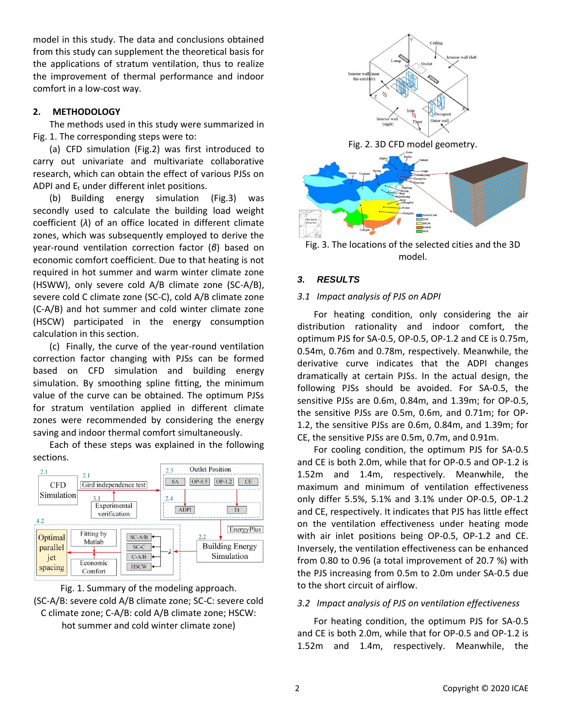model in this study. The data and conclusions obtained from this study can supplement the theoretical basis for the applications of stratum ventilation, thus to realize the improvement of thermal performance and indoor comfort in a low-cost way.

## 2. METHODOLOGY

The methods used in this study were summarized in Fig. 1. The corresponding steps were to:

(a) CFD simulation (Fig.2) was first introduced to carry out univariate and multivariate collaborative research, which can obtain the effect of various PJSs on ADPI and $E_t$ under different inlet positions.

(b) Building energy simulation (Fig.3) was secondly used to calculate the building load weight coefficient ($\lambda$) of an office located in different climate zones, which was subsequently employed to derive the year-round ventilation correction factor ($\beta$) based on economic comfort coefficient. Due to that heating is not required in hot summer and warm winter climate zone (HSWW), only severe cold A/B climate zone (SC-A/B), severe cold C climate zone (SC-C), cold A/B climate zone (C-A/B) and hot summer and cold winter climate zone (HSCW) participated in the energy consumption calculation in this section.

(c) Finally, the curve of the year-round ventilation correction factor changing with PJSs can be formed based on CFD simulation and building energy simulation. By smoothing spline fitting, the minimum value of the curve can be obtained. The optimum PJSs for stratum ventilation applied in different climate zones were recommended by considering the energy saving and indoor thermal comfort simultaneously.

Each of these steps was explained in the following sections.

Fig. 1. Summary of the modeling approach. (SC-A/B: severe cold A/B climate zone; SC-C: severe cold C climate zone; C-A/B: cold A/B climate zone; HSCW: hot summer and cold winter climate zone)

Fig. 2. 3D CFD model geometry.

Fig. 3. The locations of the selected cities and the 3D model.

## 3. RESULTS

### 3.1 Impact analysis of PJS on ADPI

For heating condition, only considering the air distribution rationality and indoor comfort, the optimum PJS for SA-0.5, OP-0.5, OP-1.2 and CE is 0.75m, 0.54m, 0.76m and 0.78m, respectively. Meanwhile, the derivative curve indicates that the ADPI changes dramatically at certain PJSs. In the actual design, the following PJSs should be avoided. For SA-0.5, the sensitive PJSs are 0.6m, 0.84m, and 1.39m; for OP-0.5, the sensitive PJSs are 0.5m, 0.6m, and 0.71m; for OP-1.2, the sensitive PJSs are 0.6m, 0.84m, and 1.39m; for CE, the sensitive PJSs are 0.5m, 0.7m, and 0.91m.

For cooling condition, the optimum PJS for SA-0.5 and CE is both 2.0m, while that for OP-0.5 and OP-1.2 is 1.52m and 1.4m, respectively. Meanwhile, the maximum and minimum of ventilation effectiveness only differ 5.5%, 5.1% and 3.1% under OP-0.5, OP-1.2 and CE, respectively. It indicates that PJS has little effect on the ventilation effectiveness under heating mode with air inlet positions being OP-0.5, OP-1.2 and CE. Inversely, the ventilation effectiveness can be enhanced from 0.80 to 0.96 (a total improvement of 20.7 %) with the PJS increasing from 0.5m to 2.0m under SA-0.5 due to the short circuit of airflow.

### 3.2 Impact analysis of PJS on ventilation effectiveness

For heating condition, the optimum PJS for SA-0.5 and CE is both 2.0m, while that for OP-0.5 and OP-1.2 is 1.52m and 1.4m, respectively. Meanwhile, the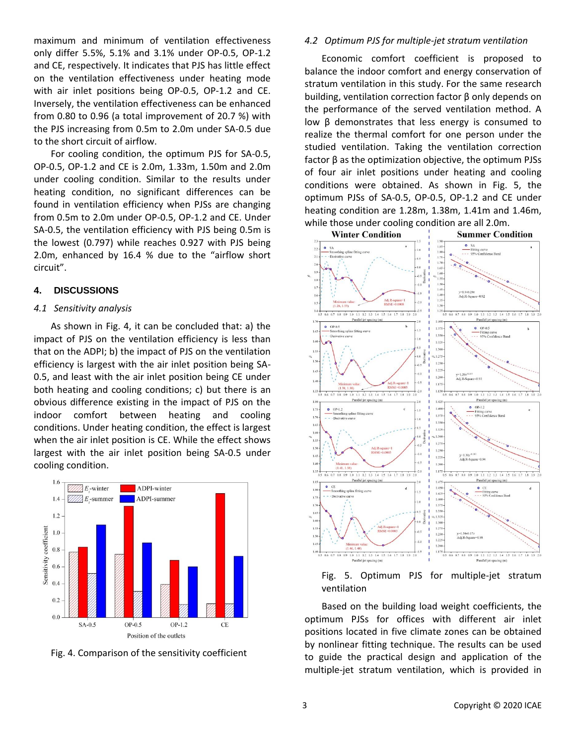maximum and minimum of ventilation effectiveness only differ 5.5%, 5.1% and 3.1% under OP-0.5, OP-1.2 and CE, respectively. It indicates that PJS has little effect on the ventilation effectiveness under heating mode with air inlet positions being OP-0.5, OP-1.2 and CE. Inversely, the ventilation effectiveness can be enhanced from 0.80 to 0.96 (a total improvement of 20.7 %) with the PJS increasing from 0.5m to 2.0m under SA-0.5 due to the short circuit of airflow.

For cooling condition, the optimum PJS for SA-0.5, OP-0.5, OP-1.2 and CE is 2.0m, 1.33m, 1.50m and 2.0m under cooling condition. Similar to the results under heating condition, no significant differences can be found in ventilation efficiency when PJSs are changing from 0.5m to 2.0m under OP-0.5, OP-1.2 and CE. Under SA-0.5, the ventilation efficiency with PJS being 0.5m is the lowest (0.797) while reaches 0.927 with PJS being 2.0m, enhanced by 16.4 % due to the “airflow short circuit”.

## 4. DISCUSSIONS

### *4.1 Sensitivity analysis*

As shown in Fig. 4, it can be concluded that: a) the impact of PJS on the ventilation efficiency is less than that on the ADPI; b) the impact of PJS on the ventilation efficiency is largest with the air inlet position being SA-0.5, and least with the air inlet position being CE under both heating and cooling conditions; c) but there is an obvious difference existing in the impact of PJS on the indoor comfort between heating and cooling conditions. Under heating condition, the effect is largest when the air inlet position is CE. While the effect shows largest with the air inlet position being SA-0.5 under cooling condition.

Fig. 4. Comparison of the sensitivity coefficient

### *4.2 Optimum PJS for multiple-jet stratum ventilation*

Economic comfort coefficient is proposed to balance the indoor comfort and energy conservation of stratum ventilation in this study. For the same research building, ventilation correction factor β only depends on the performance of the served ventilation method. A low β demonstrates that less energy is consumed to realize the thermal comfort for one person under the studied ventilation. Taking the ventilation correction factor β as the optimization objective, the optimum PJSs of four air inlet positions under heating and cooling conditions were obtained. As shown in Fig. 5, the optimum PJSs of SA-0.5, OP-0.5, OP-1.2 and CE under heating condition are 1.28m, 1.38m, 1.41m and 1.46m, while those under cooling condition are all 2.0m.

Fig. 5. Optimum PJS for multiple-jet stratum ventilation

Based on the building load weight coefficients, the optimum PJSs for offices with different air inlet positions located in five climate zones can be obtained by nonlinear fitting technique. The results can be used to guide the practical design and application of the multiple-jet stratum ventilation, which is provided in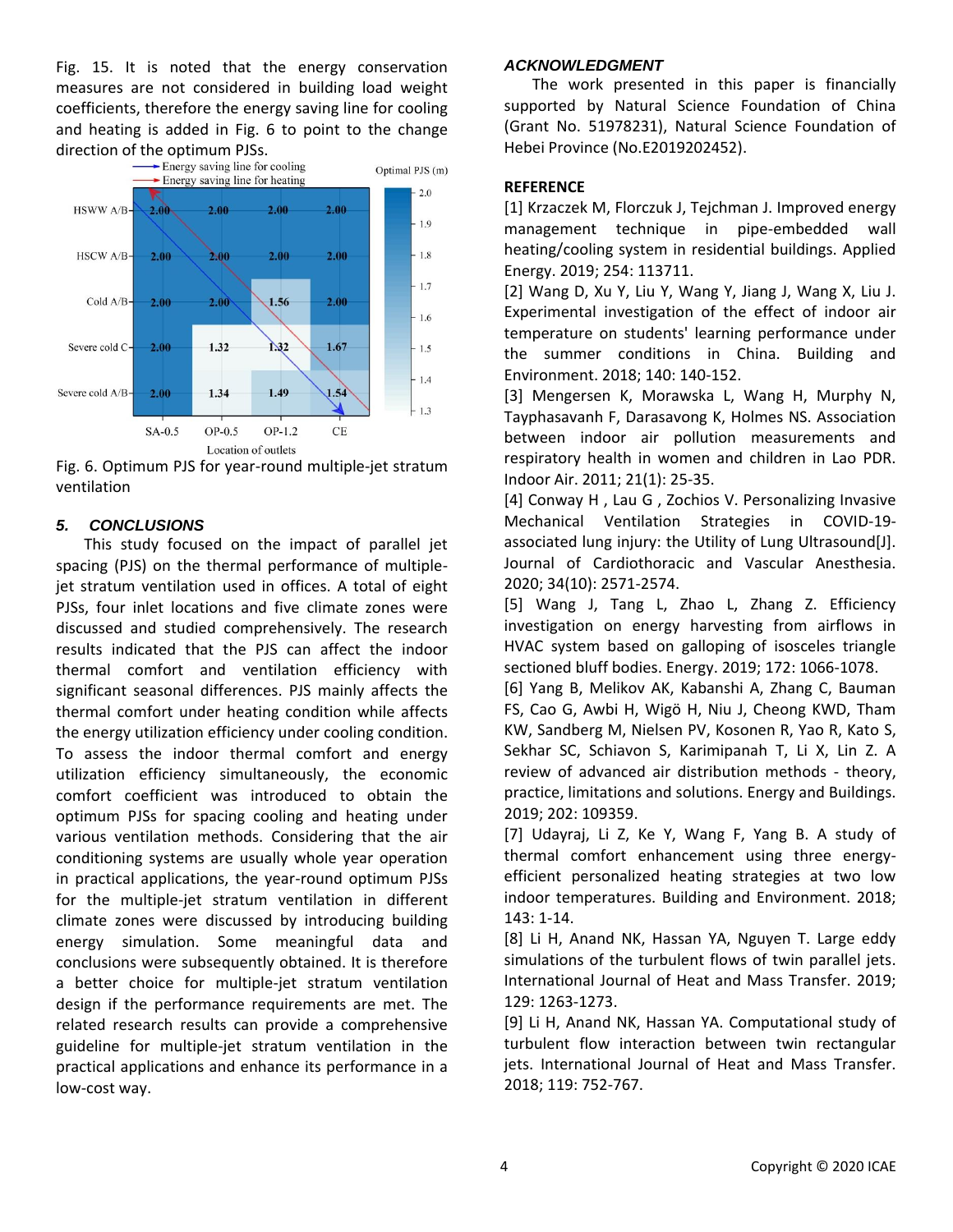Fig. 15. It is noted that the energy conservation measures are not considered in building load weight coefficients, therefore the energy saving line for cooling and heating is added in Fig. 6 to point to the change direction of the optimum PJSs.

Energy saving line for cooling
Energy saving line for heating
Optimal PJS (m)
HSWW A/B
HSCW A/B
Cold A/B
Severe cold C
Severe cold A/B
2.00 2.00 2.00 2.00
2.00 2.00 2.00 2.00
2.00 2.00 1.56 2.00
2.00 1.32 1.32 1.67
2.00 1.34 1.49 1.54
SA-0.5 OP-0.5 OP-1.2 CE
Location of outlets
2.0 1.9 1.8 1.7 1.6 1.5 1.4 1.3

Fig. 6. Optimum PJS for year-round multiple-jet stratum ventilation

## 5. CONCLUSIONS

This study focused on the impact of parallel jet spacing (PJS) on the thermal performance of multiple-jet stratum ventilation used in offices. A total of eight PJSs, four inlet locations and five climate zones were discussed and studied comprehensively. The research results indicated that the PJS can affect the indoor thermal comfort and ventilation efficiency with significant seasonal differences. PJS mainly affects the thermal comfort under heating condition while affects the energy utilization efficiency under cooling condition. To assess the indoor thermal comfort and energy utilization efficiency simultaneously, the economic comfort coefficient was introduced to obtain the optimum PJSs for spacing cooling and heating under various ventilation methods. Considering that the air conditioning systems are usually whole year operation in practical applications, the year-round optimum PJSs for the multiple-jet stratum ventilation in different climate zones were discussed by introducing building energy simulation. Some meaningful data and conclusions were subsequently obtained. It is therefore a better choice for multiple-jet stratum ventilation design if the performance requirements are met. The related research results can provide a comprehensive guideline for multiple-jet stratum ventilation in the practical applications and enhance its performance in a low-cost way.

## ACKNOWLEDGMENT

The work presented in this paper is financially supported by Natural Science Foundation of China (Grant No. 51978231), Natural Science Foundation of Hebei Province (No.E2019202452).

## REFERENCE

[1] Krzaczek M, Florczuk J, Tejchman J. Improved energy management technique in pipe-embedded wall heating/cooling system in residential buildings. Applied Energy. 2019; 254: 113711.

[2] Wang D, Xu Y, Liu Y, Wang Y, Jiang J, Wang X, Liu J. Experimental investigation of the effect of indoor air temperature on students' learning performance under the summer conditions in China. Building and Environment. 2018; 140: 140-152.

[3] Mengersen K, Morawska L, Wang H, Murphy N, Tayphasavanh F, Darasavong K, Holmes NS. Association between indoor air pollution measurements and respiratory health in women and children in Lao PDR. Indoor Air. 2011; 21(1): 25-35.

[4] Conway H , Lau G , Zochios V. Personalizing Invasive Mechanical Ventilation Strategies in COVID-19-associated lung injury: the Utility of Lung Ultrasound[J]. Journal of Cardiothoracic and Vascular Anesthesia. 2020; 34(10): 2571-2574.

[5] Wang J, Tang L, Zhao L, Zhang Z. Efficiency investigation on energy harvesting from airflows in HVAC system based on galloping of isosceles triangle sectioned bluff bodies. Energy. 2019; 172: 1066-1078.

[6] Yang B, Melikov AK, Kabanshi A, Zhang C, Bauman FS, Cao G, Awbi H, Wigö H, Niu J, Cheong KWD, Tham KW, Sandberg M, Nielsen PV, Kosonen R, Yao R, Kato S, Sekhar SC, Schiavon S, Karimipanah T, Li X, Lin Z. A review of advanced air distribution methods - theory, practice, limitations and solutions. Energy and Buildings. 2019; 202: 109359.

[7] Udayraj, Li Z, Ke Y, Wang F, Yang B. A study of thermal comfort enhancement using three energy-efficient personalized heating strategies at two low indoor temperatures. Building and Environment. 2018; 143: 1-14.

[8] Li H, Anand NK, Hassan YA, Nguyen T. Large eddy simulations of the turbulent flows of twin parallel jets. International Journal of Heat and Mass Transfer. 2019; 129: 1263-1273.

[9] Li H, Anand NK, Hassan YA. Computational study of turbulent flow interaction between twin rectangular jets. International Journal of Heat and Mass Transfer. 2018; 119: 752-767.